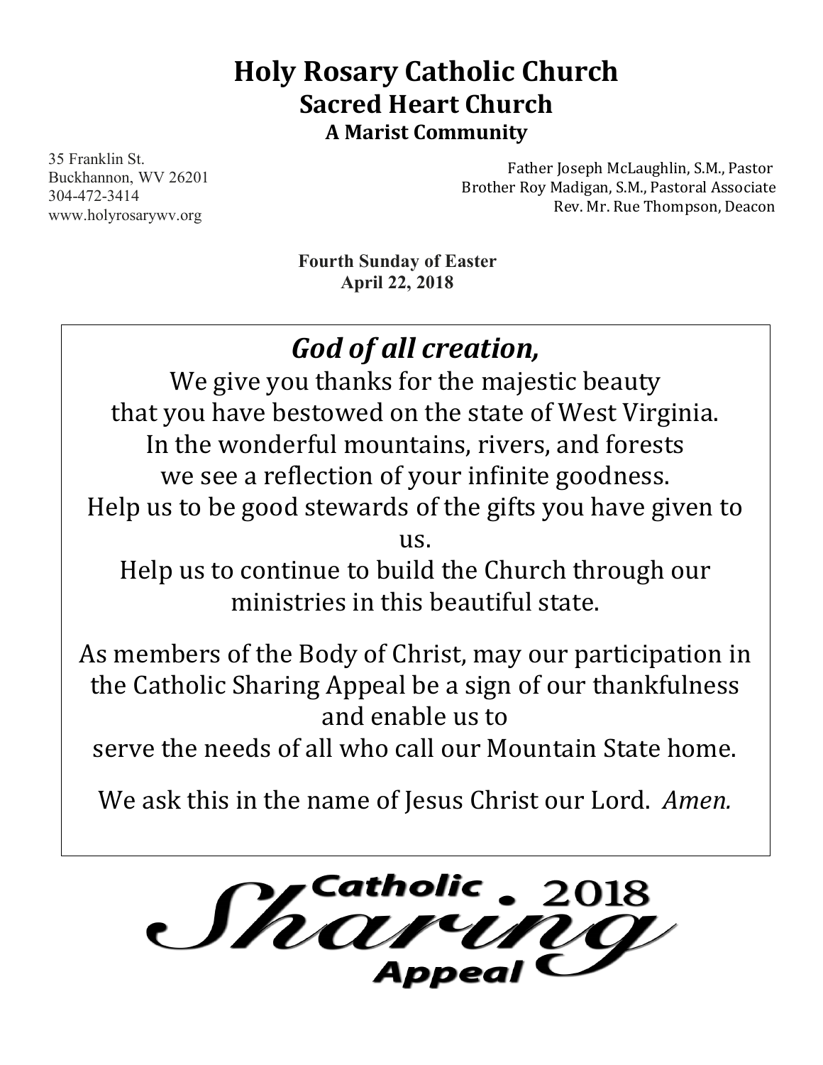# Holy Rosary Catholic Church

## Sacred Heart Church

### A Marist Community

35 Franklin St.
Buckhannon, WV 26201
304-472-3414
www.holyrosarywv.org

Father Joseph McLaughlin, S.M., Pastor
Brother Roy Madigan, S.M., Pastoral Associate
Rev. Mr. Rue Thompson, Deacon

**Fourth Sunday of Easter**
**April 22, 2018**

## *God of all creation,*

We give you thanks for the majestic beauty
that you have bestowed on the state of West Virginia.
In the wonderful mountains, rivers, and forests
we see a reflection of your infinite goodness.
Help us to be good stewards of the gifts you have given to us.
Help us to continue to build the Church through our ministries in this beautiful state.

As members of the Body of Christ, may our participation in the Catholic Sharing Appeal be a sign of our thankfulness and enable us to
serve the needs of all who call our Mountain State home.

We ask this in the name of Jesus Christ our Lord. *Amen.*

**Catholic Sharing Appeal 2018**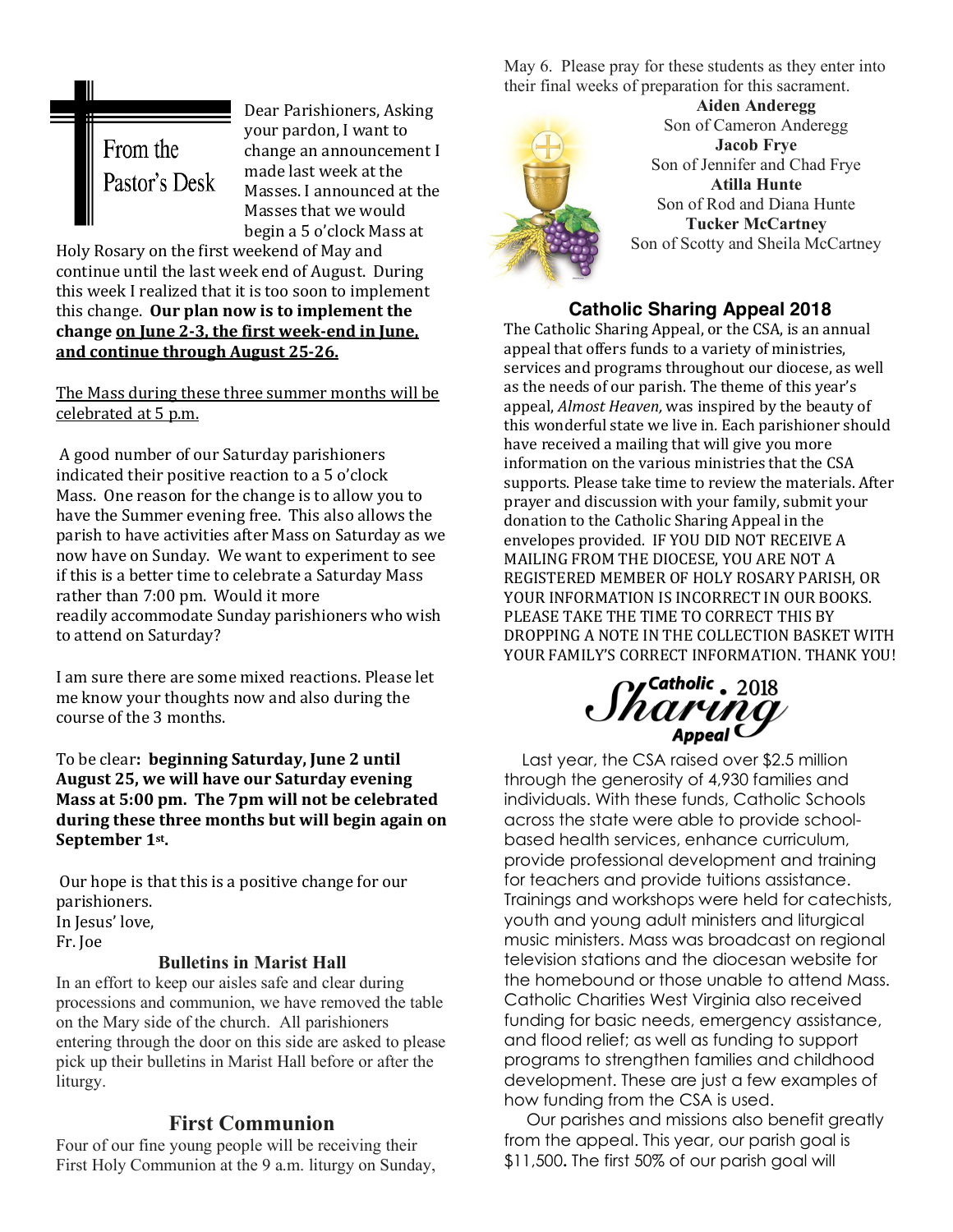## From the Pastor's Desk

Dear Parishioners, Asking your pardon, I want to change an announcement I made last week at the Masses. I announced at the Masses that we would begin a 5 o'clock Mass at Holy Rosary on the first weekend of May and continue until the last week end of August. During this week I realized that it is too soon to implement this change. **Our plan now is to implement the change <u>on June 2-3, the first week-end in June, and continue through August 25-26.</u>**

<u>The Mass during these three summer months will be celebrated at 5 p.m.</u>

A good number of our Saturday parishioners indicated their positive reaction to a 5 o'clock Mass. One reason for the change is to allow you to have the Summer evening free. This also allows the parish to have activities after Mass on Saturday as we now have on Sunday. We want to experiment to see if this is a better time to celebrate a Saturday Mass rather than 7:00 pm. Would it more readily accommodate Sunday parishioners who wish to attend on Saturday?

I am sure there are some mixed reactions. Please let me know your thoughts now and also during the course of the 3 months.

To be clear**: beginning Saturday, June 2 until August 25, we will have our Saturday evening Mass at 5:00 pm. The 7pm will not be celebrated during these three months but will begin again on September 1st.**

Our hope is that this is a positive change for our parishioners.
In Jesus' love,
Fr. Joe

### Bulletins in Marist Hall

In an effort to keep our aisles safe and clear during processions and communion, we have removed the table on the Mary side of the church. All parishioners entering through the door on this side are asked to please pick up their bulletins in Marist Hall before or after the liturgy.

## First Communion

Four of our fine young people will be receiving their First Holy Communion at the 9 a.m. liturgy on Sunday, May 6. Please pray for these students as they enter into their final weeks of preparation for this sacrament.

**Aiden Anderegg**
Son of Cameron Anderegg
**Jacob Frye**
Son of Jennifer and Chad Frye
**Atilla Hunte**
Son of Rod and Diana Hunte
**Tucker McCartney**
Son of Scotty and Sheila McCartney

## Catholic Sharing Appeal 2018

The Catholic Sharing Appeal, or the CSA, is an annual appeal that offers funds to a variety of ministries, services and programs throughout our diocese, as well as the needs of our parish. The theme of this year's appeal, *Almost Heaven,* was inspired by the beauty of this wonderful state we live in. Each parishioner should have received a mailing that will give you more information on the various ministries that the CSA supports. Please take time to review the materials. After prayer and discussion with your family, submit your donation to the Catholic Sharing Appeal in the envelopes provided. IF YOU DID NOT RECEIVE A MAILING FROM THE DIOCESE, YOU ARE NOT A REGISTERED MEMBER OF HOLY ROSARY PARISH, OR YOUR INFORMATION IS INCORRECT IN OUR BOOKS. PLEASE TAKE THE TIME TO CORRECT THIS BY DROPPING A NOTE IN THE COLLECTION BASKET WITH YOUR FAMILY'S CORRECT INFORMATION. THANK YOU!

Catholic Sharing Appeal 2018

Last year, the CSA raised over $2.5 million through the generosity of 4,930 families and individuals. With these funds, Catholic Schools across the state were able to provide school-based health services, enhance curriculum, provide professional development and training for teachers and provide tuitions assistance. Trainings and workshops were held for catechists, youth and young adult ministers and liturgical music ministers. Mass was broadcast on regional television stations and the diocesan website for the homebound or those unable to attend Mass. Catholic Charities West Virginia also received funding for basic needs, emergency assistance, and flood relief; as well as funding to support programs to strengthen families and childhood development. These are just a few examples of how funding from the CSA is used.

Our parishes and missions also benefit greatly from the appeal. This year, our parish goal is $11,500**.** The first 50% of our parish goal will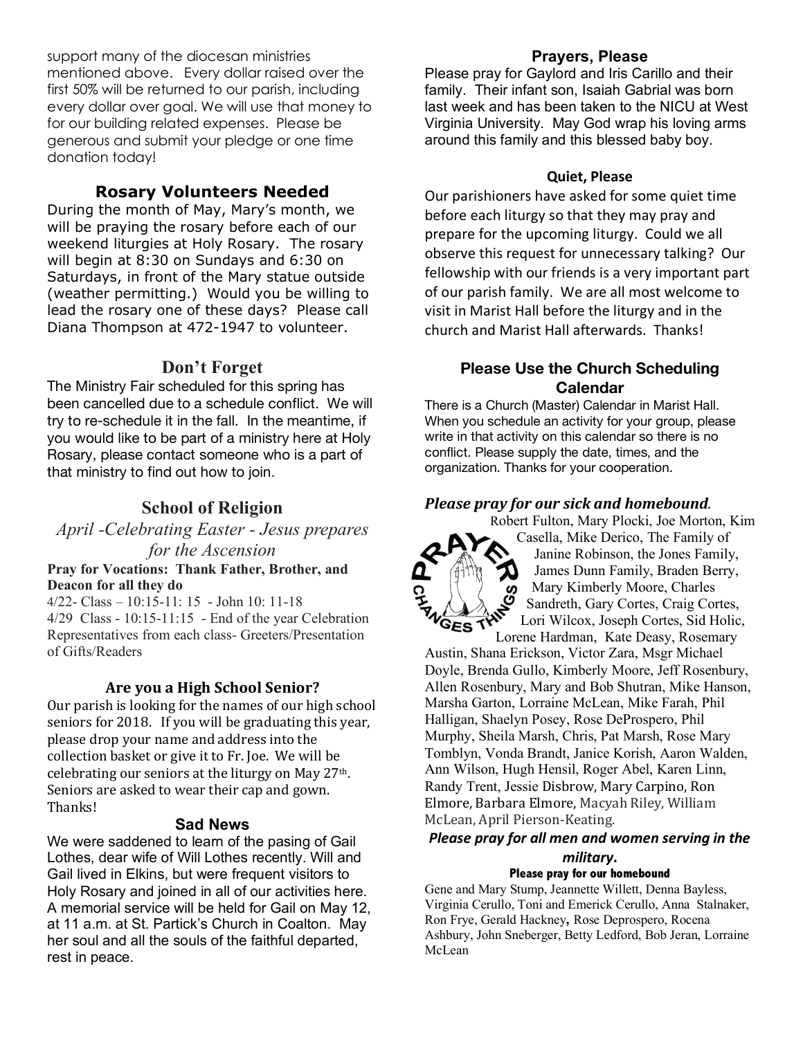support many of the diocesan ministries mentioned above. Every dollar raised over the first 50% will be returned to our parish, including every dollar over goal. We will use that money to for our building related expenses. Please be generous and submit your pledge or one time donation today!

## Rosary Volunteers Needed

During the month of May, Mary's month, we will be praying the rosary before each of our weekend liturgies at Holy Rosary. The rosary will begin at 8:30 on Sundays and 6:30 on Saturdays, in front of the Mary statue outside (weather permitting.) Would you be willing to lead the rosary one of these days? Please call Diana Thompson at 472-1947 to volunteer.

## Don't Forget

The Ministry Fair scheduled for this spring has been cancelled due to a schedule conflict. We will try to re-schedule it in the fall. In the meantime, if you would like to be part of a ministry here at Holy Rosary, please contact someone who is a part of that ministry to find out how to join.

## School of Religion

*April -Celebrating Easter - Jesus prepares for the Ascension*

**Pray for Vocations: Thank Father, Brother, and Deacon for all they do**

4/22- Class – 10:15-11: 15 - John 10: 11-18
4/29 Class - 10:15-11:15 - End of the year Celebration Representatives from each class- Greeters/Presentation of Gifts/Readers

### Are you a High School Senior?

Our parish is looking for the names of our high school seniors for 2018. If you will be graduating this year, please drop your name and address into the collection basket or give it to Fr. Joe. We will be celebrating our seniors at the liturgy on May 27th. Seniors are asked to wear their cap and gown. Thanks!

### Sad News

We were saddened to learn of the pasing of Gail Lothes, dear wife of Will Lothes recently. Will and Gail lived in Elkins, but were frequent visitors to Holy Rosary and joined in all of our activities here. A memorial service will be held for Gail on May 12, at 11 a.m. at St. Partick's Church in Coalton. May her soul and all the souls of the faithful departed, rest in peace.

### Prayers, Please

Please pray for Gaylord and Iris Carillo and their family. Their infant son, Isaiah Gabrial was born last week and has been taken to the NICU at West Virginia University. May God wrap his loving arms around this family and this blessed baby boy.

### Quiet, Please

Our parishioners have asked for some quiet time before each liturgy so that they may pray and prepare for the upcoming liturgy. Could we all observe this request for unnecessary talking? Our fellowship with our friends is a very important part of our parish family. We are all most welcome to visit in Marist Hall before the liturgy and in the church and Marist Hall afterwards. Thanks!

### Please Use the Church Scheduling Calendar

There is a Church (Master) Calendar in Marist Hall. When you schedule an activity for your group, please write in that activity on this calendar so there is no conflict. Please supply the date, times, and the organization. Thanks for your cooperation.

***Please pray for our sick and homebound.***

PRAYER CHANGES THINGS

Robert Fulton, Mary Plocki, Joe Morton, Kim Casella, Mike Derico, The Family of Janine Robinson, the Jones Family, James Dunn Family, Braden Berry, Mary Kimberly Moore, Charles Sandreth, Gary Cortes, Craig Cortes, Lori Wilcox, Joseph Cortes, Sid Holic, Lorene Hardman, Kate Deasy, Rosemary Austin, Shana Erickson, Victor Zara, Msgr Michael Doyle, Brenda Gullo, Kimberly Moore, Jeff Rosenbury, Allen Rosenbury, Mary and Bob Shutran, Mike Hanson, Marsha Garton, Lorraine McLean, Mike Farah, Phil Halligan, Shaelyn Posey, Rose DeProspero, Phil Murphy, Sheila Marsh, Chris, Pat Marsh, Rose Mary Tomblyn, Vonda Brandt, Janice Korish, Aaron Walden, Ann Wilson, Hugh Hensil, Roger Abel, Karen Linn, Randy Trent, Jessie Disbrow, Mary Carpino, Ron Elmore, Barbara Elmore, Macyah Riley, William McLean, April Pierson-Keating.

***Please pray for all men and women serving in the military.***

**Please pray for our homebound**

Gene and Mary Stump, Jeannette Willett, Denna Bayless, Virginia Cerullo, Toni and Emerick Cerullo, Anna Stalnaker, Ron Frye, Gerald Hackney, Rose Deprospero, Rocena Ashbury, John Sneberger, Betty Ledford, Bob Jeran, Lorraine McLean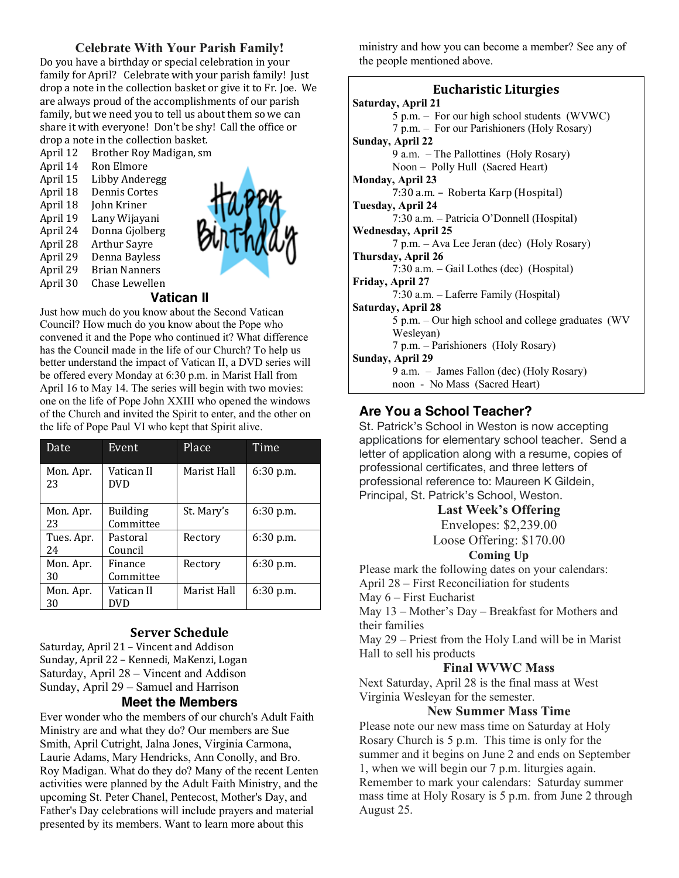## Celebrate With Your Parish Family!

Do you have a birthday or special celebration in your family for April? Celebrate with your parish family! Just drop a note in the collection basket or give it to Fr. Joe. We are always proud of the accomplishments of our parish family, but we need you to tell us about them so we can share it with everyone! Don't be shy! Call the office or drop a note in the collection basket.

| | |
|---|---|
| April 12 | Brother Roy Madigan, sm |
| April 14 | Ron Elmore |
| April 15 | Libby Anderegg |
| April 18 | Dennis Cortes |
| April 18 | John Kriner |
| April 19 | Lany Wijayani |
| April 24 | Donna Gjolberg |
| April 28 | Arthur Sayre |
| April 29 | Denna Bayless |
| April 29 | Brian Nanners |
| April 30 | Chase Lewellen |

Happy Birthday

## Vatican II

Just how much do you know about the Second Vatican Council? How much do you know about the Pope who convened it and the Pope who continued it? What difference has the Council made in the life of our Church? To help us better understand the impact of Vatican II, a DVD series will be offered every Monday at 6:30 p.m. in Marist Hall from April 16 to May 14. The series will begin with two movies: one on the life of Pope John XXIII who opened the windows of the Church and invited the Spirit to enter, and the other on the life of Pope Paul VI who kept that Spirit alive.

| Date | Event | Place | Time |
|---|---|---|---|
| Mon. Apr. 23 | Vatican II DVD | Marist Hall | 6:30 p.m. |
| Mon. Apr. 23 | Building Committee | St. Mary's | 6:30 p.m. |
| Tues. Apr. 24 | Pastoral Council | Rectory | 6:30 p.m. |
| Mon. Apr. 30 | Finance Committee | Rectory | 6:30 p.m. |
| Mon. Apr. 30 | Vatican II DVD | Marist Hall | 6:30 p.m. |

## Server Schedule

Saturday, April 21 – Vincent and Addison
Sunday, April 22 – Kennedi, MaKenzi, Logan
Saturday, April 28 – Vincent and Addison
Sunday, April 29 – Samuel and Harrison

## Meet the Members

Ever wonder who the members of our church's Adult Faith Ministry are and what they do? Our members are Sue Smith, April Cutright, Jalna Jones, Virginia Carmona, Laurie Adams, Mary Hendricks, Ann Conolly, and Bro. Roy Madigan. What do they do? Many of the recent Lenten activities were planned by the Adult Faith Ministry, and the upcoming St. Peter Chanel, Pentecost, Mother's Day, and Father's Day celebrations will include prayers and material presented by its members. Want to learn more about this ministry and how you can become a member? See any of the people mentioned above.

## Eucharistic Liturgies

**Saturday, April 21**
5 p.m. – For our high school students (WVWC)
7 p.m. – For our Parishioners (Holy Rosary)

**Sunday, April 22**
9 a.m. – The Pallottines (Holy Rosary)
Noon – Polly Hull (Sacred Heart)

**Monday, April 23**
7:30 a.m. – Roberta Karp (Hospital)

**Tuesday, April 24**
7:30 a.m. – Patricia O'Donnell (Hospital)

**Wednesday, April 25**
7 p.m. – Ava Lee Jeran (dec) (Holy Rosary)

**Thursday, April 26**
7:30 a.m. – Gail Lothes (dec) (Hospital)

**Friday, April 27**
7:30 a.m. – Laferre Family (Hospital)

**Saturday, April 28**
5 p.m. – Our high school and college graduates (WV Wesleyan)
7 p.m. – Parishioners (Holy Rosary)

**Sunday, April 29**
9 a.m. – James Fallon (dec) (Holy Rosary)
noon - No Mass (Sacred Heart)

## Are You a School Teacher?

St. Patrick's School in Weston is now accepting applications for elementary school teacher. Send a letter of application along with a resume, copies of professional certificates, and three letters of professional reference to: Maureen K Gildein, Principal, St. Patrick's School, Weston.

## Last Week's Offering

Envelopes: $2,239.00
Loose Offering: $170.00

## Coming Up

Please mark the following dates on your calendars:
April 28 – First Reconciliation for students
May 6 – First Eucharist
May 13 – Mother's Day – Breakfast for Mothers and their families
May 29 – Priest from the Holy Land will be in Marist Hall to sell his products

## Final WVWC Mass

Next Saturday, April 28 is the final mass at West Virginia Wesleyan for the semester.

## New Summer Mass Time

Please note our new mass time on Saturday at Holy Rosary Church is 5 p.m. This time is only for the summer and it begins on June 2 and ends on September 1, when we will begin our 7 p.m. liturgies again. Remember to mark your calendars: Saturday summer mass time at Holy Rosary is 5 p.m. from June 2 through August 25.